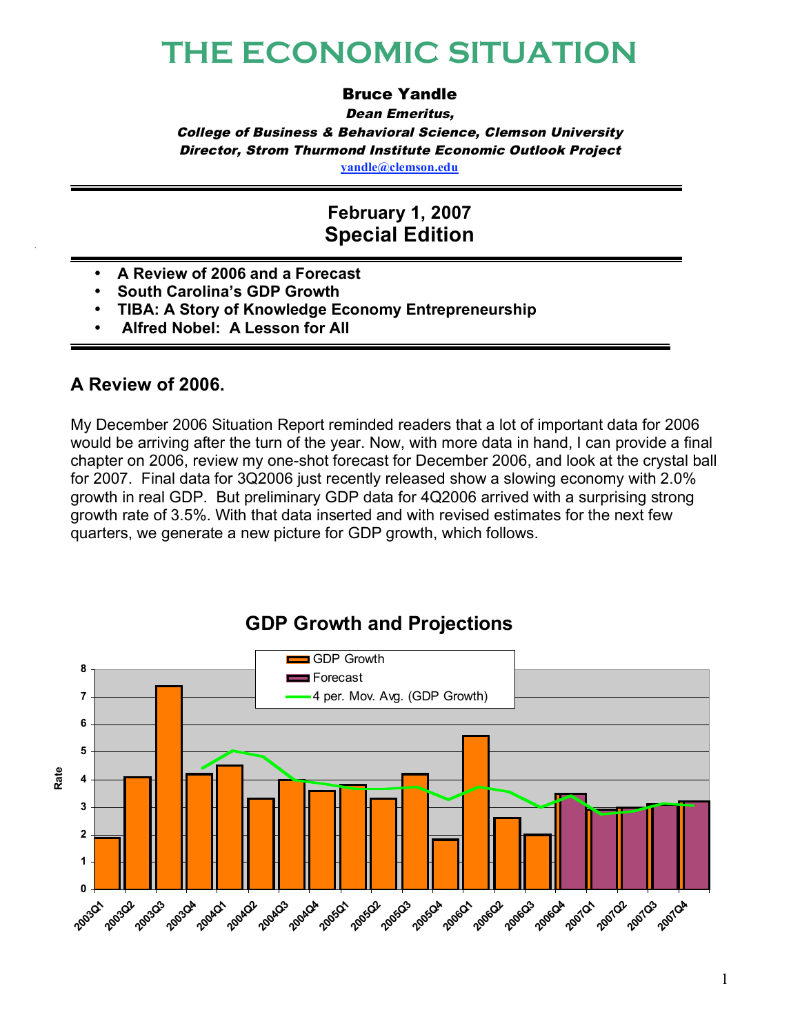# THE ECONOMIC SITUATION

**Bruce Yandle**

***Dean Emeritus,***

***College of Business & Behavioral Science, Clemson University***

***Director, Strom Thurmond Institute Economic Outlook Project***

yandle@clemson.edu

---

## February 1, 2007
## Special Edition

---

- **A Review of 2006 and a Forecast**
- **South Carolina's GDP Growth**
- **TIBA: A Story of Knowledge Economy Entrepreneurship**
- **Alfred Nobel: A Lesson for All**

---

## A Review of 2006.

My December 2006 Situation Report reminded readers that a lot of important data for 2006 would be arriving after the turn of the year. Now, with more data in hand, I can provide a final chapter on 2006, review my one-shot forecast for December 2006, and look at the crystal ball for 2007. Final data for 3Q2006 just recently released show a slowing economy with 2.0% growth in real GDP. But preliminary GDP data for 4Q2006 arrived with a surprising strong growth rate of 3.5%. With that data inserted and with revised estimates for the next few quarters, we generate a new picture for GDP growth, which follows.

**GDP Growth and Projections**

| Quarter | GDP Growth (Rate) | Forecast (Rate) |
|---|---|---|
| 2003Q1 | 1.9 | |
| 2003Q2 | 4.1 | |
| 2003Q3 | 7.4 | |
| 2003Q4 | 4.2 | |
| 2004Q1 | 4.5 | |
| 2004Q2 | 3.3 | |
| 2004Q3 | 4.0 | |
| 2004Q4 | 3.6 | |
| 2005Q1 | 3.8 | |
| 2005Q2 | 3.3 | |
| 2005Q3 | 4.2 | |
| 2005Q4 | 1.8 | |
| 2006Q1 | 5.6 | |
| 2006Q2 | 2.6 | |
| 2006Q3 | 2.0 | |
| 2006Q4 | | 3.5 |
| 2007Q1 | | 2.9 |
| 2007Q2 | | 3.0 |
| 2007Q3 | | 3.1 |
| 2007Q4 | | 3.2 |

Legend: GDP Growth; Forecast; 4 per. Mov. Avg. (GDP Growth)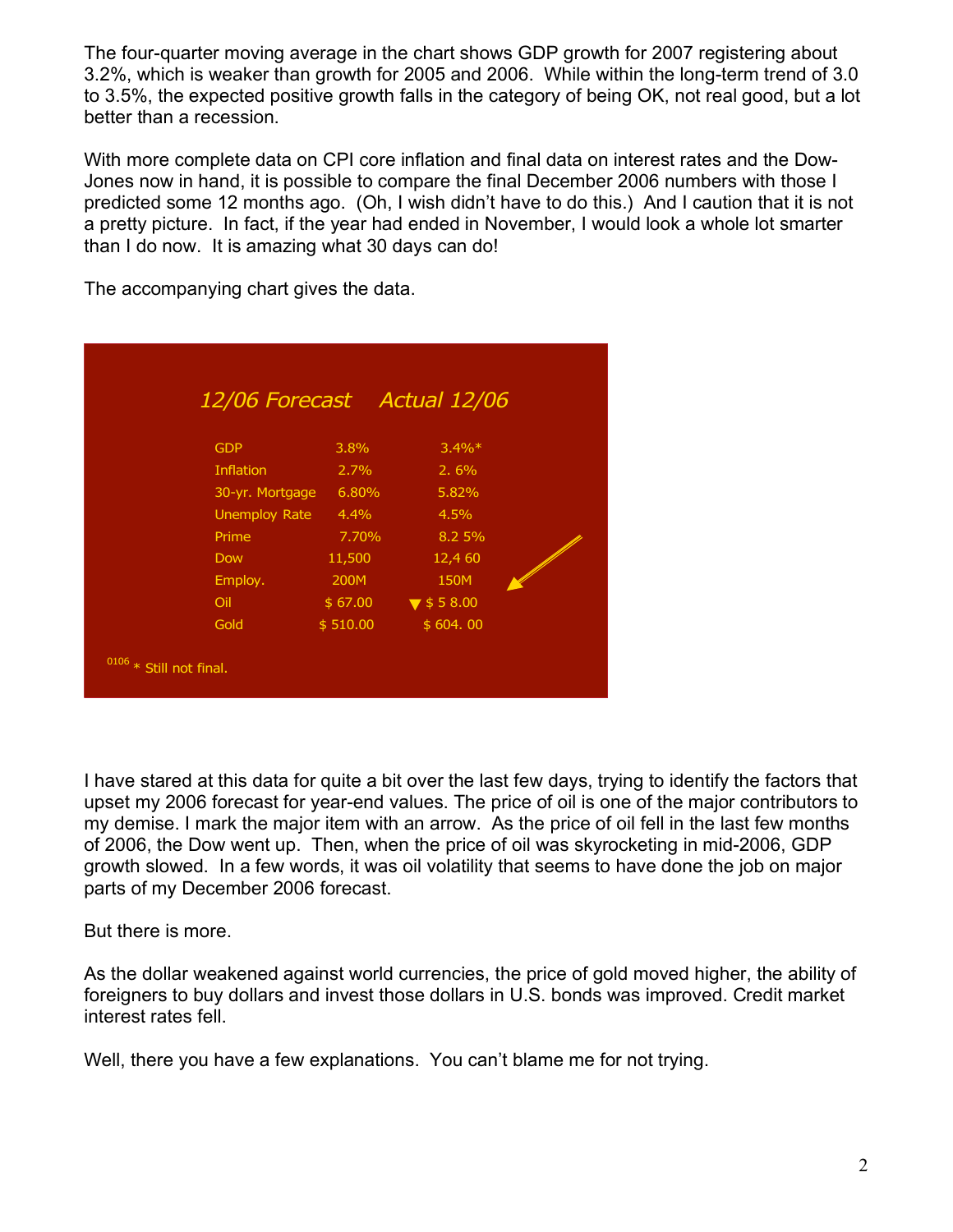The four-quarter moving average in the chart shows GDP growth for 2007 registering about 3.2%, which is weaker than growth for 2005 and 2006. While within the long-term trend of 3.0 to 3.5%, the expected positive growth falls in the category of being OK, not real good, but a lot better than a recession.

With more complete data on CPI core inflation and final data on interest rates and the Dow-Jones now in hand, it is possible to compare the final December 2006 numbers with those I predicted some 12 months ago. (Oh, I wish didn't have to do this.) And I caution that it is not a pretty picture. In fact, if the year had ended in November, I would look a whole lot smarter than I do now. It is amazing what 30 days can do!

The accompanying chart gives the data.

| | *12/06 Forecast* | *Actual 12/06* |
|---|---|---|
| GDP | 3.8% | 3.4%* |
| Inflation | 2.7% | 2. 6% |
| 30-yr. Mortgage | 6.80% | 5.82% |
| Unemploy Rate | 4.4% | 4.5% |
| Prime | 7.70% | 8.2 5% |
| Dow | 11,500 | 12,4 60 |
| Employ. | 200M | 150M |
| Oil | $ 67.00 | ▼ $ 5 8.00 |
| Gold | $ 510.00 | $ 604. 00 |

0106 * Still not final.

I have stared at this data for quite a bit over the last few days, trying to identify the factors that upset my 2006 forecast for year-end values. The price of oil is one of the major contributors to my demise. I mark the major item with an arrow. As the price of oil fell in the last few months of 2006, the Dow went up. Then, when the price of oil was skyrocketing in mid-2006, GDP growth slowed. In a few words, it was oil volatility that seems to have done the job on major parts of my December 2006 forecast.

But there is more.

As the dollar weakened against world currencies, the price of gold moved higher, the ability of foreigners to buy dollars and invest those dollars in U.S. bonds was improved. Credit market interest rates fell.

Well, there you have a few explanations. You can't blame me for not trying.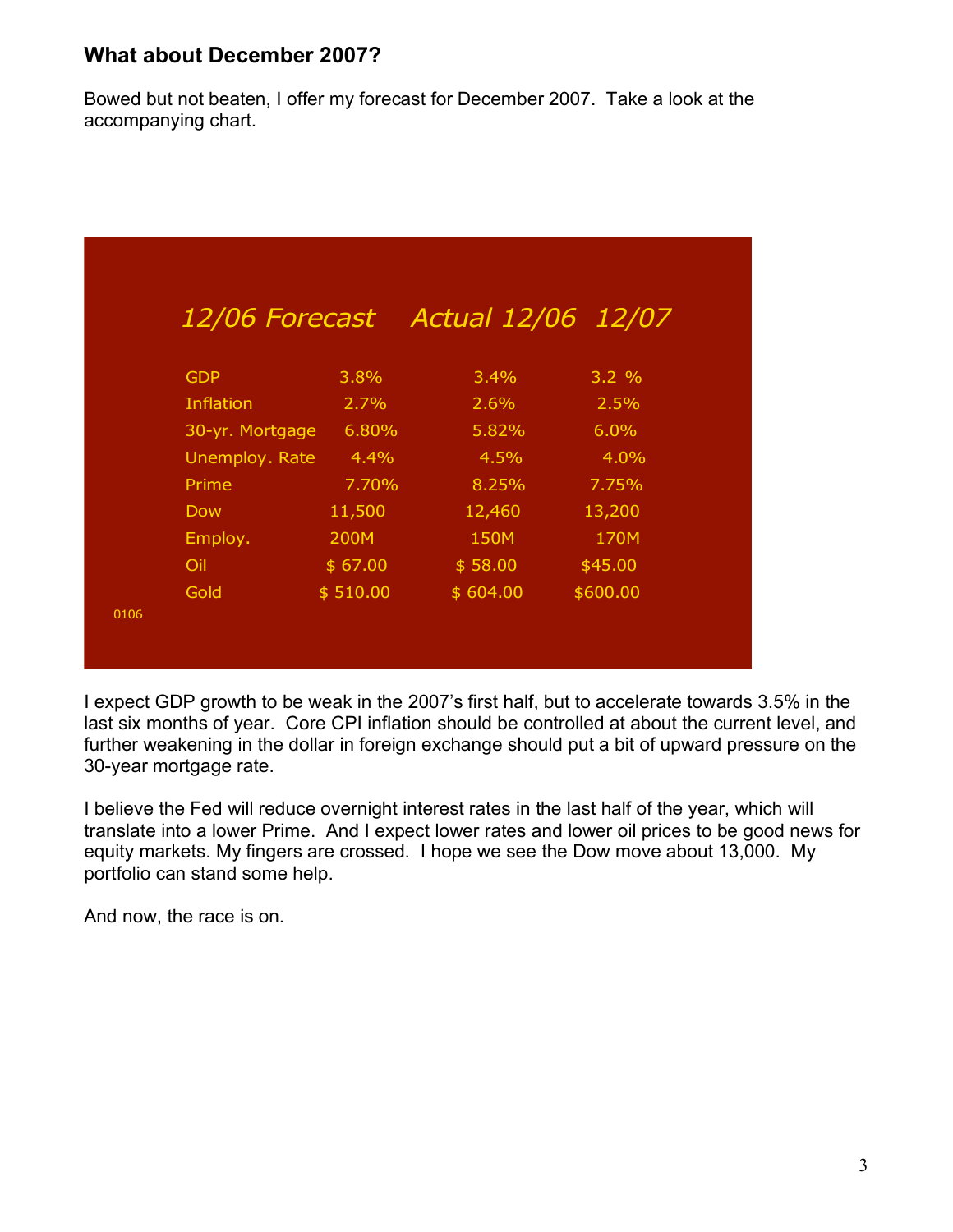### What about December 2007?

Bowed but not beaten, I offer my forecast for December 2007. Take a look at the accompanying chart.

| | 12/06 Forecast | Actual 12/06 | 12/07 |
|---|---|---|---|
| GDP | 3.8% | 3.4% | 3.2 % |
| Inflation | 2.7% | 2.6% | 2.5% |
| 30-yr. Mortgage | 6.80% | 5.82% | 6.0% |
| Unemploy. Rate | 4.4% | 4.5% | 4.0% |
| Prime | 7.70% | 8.25% | 7.75% |
| Dow | 11,500 | 12,460 | 13,200 |
| Employ. | 200M | 150M | 170M |
| Oil | $ 67.00 | $ 58.00 | $45.00 |
| Gold | $ 510.00 | $ 604.00 | $600.00 |

0106

I expect GDP growth to be weak in the 2007's first half, but to accelerate towards 3.5% in the last six months of year. Core CPI inflation should be controlled at about the current level, and further weakening in the dollar in foreign exchange should put a bit of upward pressure on the 30-year mortgage rate.

I believe the Fed will reduce overnight interest rates in the last half of the year, which will translate into a lower Prime. And I expect lower rates and lower oil prices to be good news for equity markets. My fingers are crossed. I hope we see the Dow move about 13,000. My portfolio can stand some help.

And now, the race is on.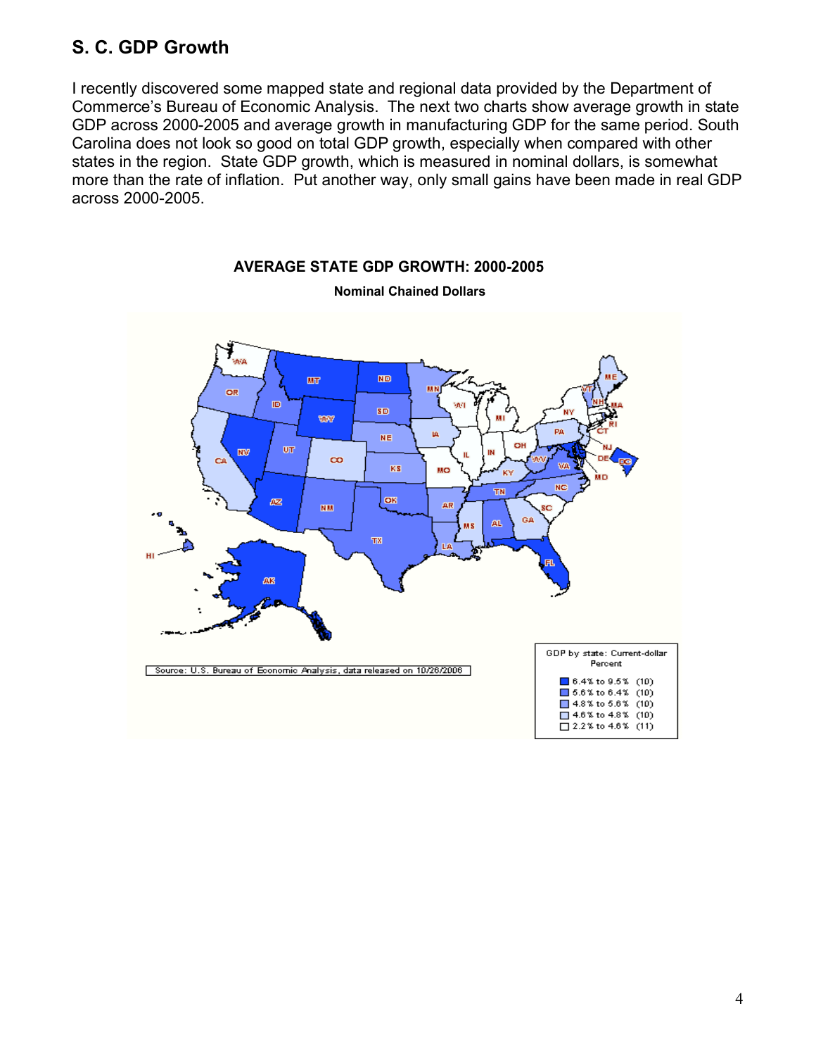## S. C. GDP Growth

I recently discovered some mapped state and regional data provided by the Department of Commerce's Bureau of Economic Analysis. The next two charts show average growth in state GDP across 2000-2005 and average growth in manufacturing GDP for the same period. South Carolina does not look so good on total GDP growth, especially when compared with other states in the region. State GDP growth, which is measured in nominal dollars, is somewhat more than the rate of inflation. Put another way, only small gains have been made in real GDP across 2000-2005.

**AVERAGE STATE GDP GROWTH: 2000-2005**

**Nominal Chained Dollars**

GDP by state: Current-dollar
Percent

- 6.4% to 9.5% (10)
- 5.6% to 6.4% (10)
- 4.8% to 5.6% (10)
- 4.6% to 4.8% (10)
- 2.2% to 4.6% (11)

Source: U.S. Bureau of Economic Analysis, data released on 10/26/2006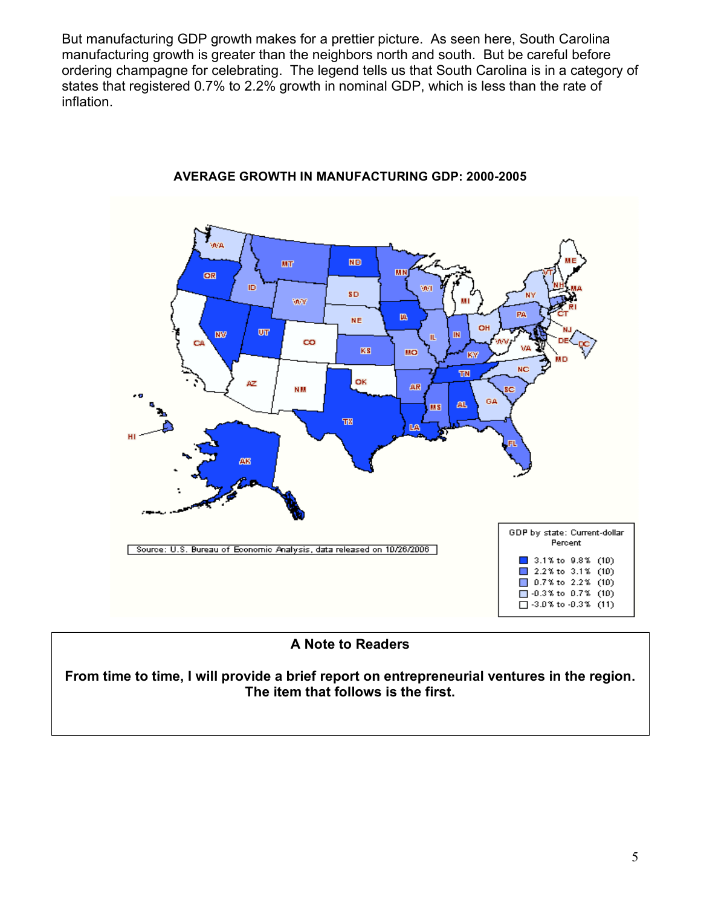But manufacturing GDP growth makes for a prettier picture. As seen here, South Carolina manufacturing growth is greater than the neighbors north and south. But be careful before ordering champagne for celebrating. The legend tells us that South Carolina is in a category of states that registered 0.7% to 2.2% growth in nominal GDP, which is less than the rate of inflation.

**AVERAGE GROWTH IN MANUFACTURING GDP: 2000-2005**

Source: U.S. Bureau of Economic Analysis, data released on 10/26/2006

GDP by state: Current-dollar
Percent

- 3.1% to 9.8% (10)
- 2.2% to 3.1% (10)
- 0.7% to 2.2% (10)
- -0.3% to 0.7% (10)
- -3.0% to -0.3% (11)

**A Note to Readers**

**From time to time, I will provide a brief report on entrepreneurial ventures in the region. The item that follows is the first.**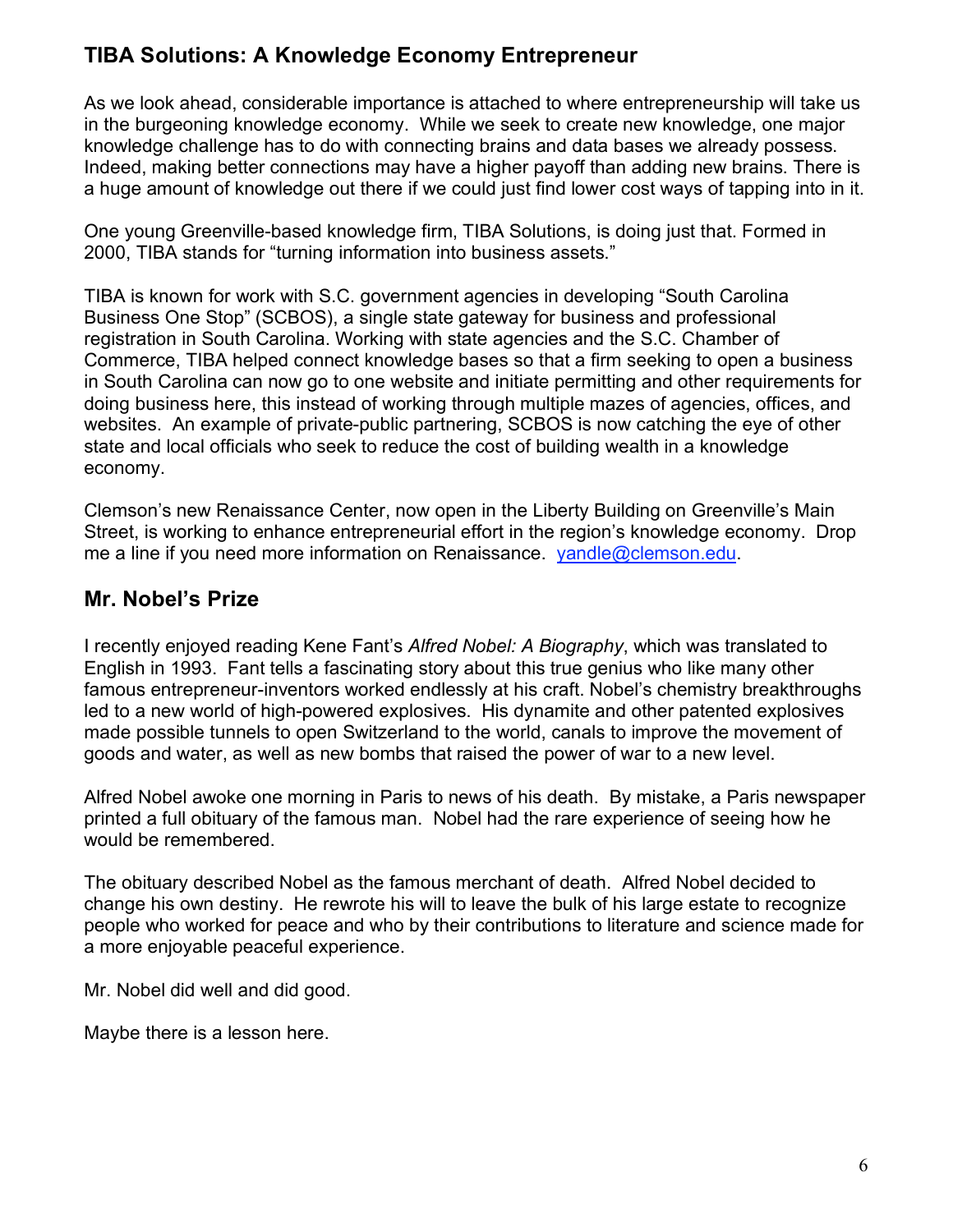## TIBA Solutions: A Knowledge Economy Entrepreneur

As we look ahead, considerable importance is attached to where entrepreneurship will take us in the burgeoning knowledge economy. While we seek to create new knowledge, one major knowledge challenge has to do with connecting brains and data bases we already possess. Indeed, making better connections may have a higher payoff than adding new brains. There is a huge amount of knowledge out there if we could just find lower cost ways of tapping into in it.

One young Greenville-based knowledge firm, TIBA Solutions, is doing just that. Formed in 2000, TIBA stands for "turning information into business assets."

TIBA is known for work with S.C. government agencies in developing "South Carolina Business One Stop" (SCBOS), a single state gateway for business and professional registration in South Carolina. Working with state agencies and the S.C. Chamber of Commerce, TIBA helped connect knowledge bases so that a firm seeking to open a business in South Carolina can now go to one website and initiate permitting and other requirements for doing business here, this instead of working through multiple mazes of agencies, offices, and websites. An example of private-public partnering, SCBOS is now catching the eye of other state and local officials who seek to reduce the cost of building wealth in a knowledge economy.

Clemson's new Renaissance Center, now open in the Liberty Building on Greenville's Main Street, is working to enhance entrepreneurial effort in the region's knowledge economy. Drop me a line if you need more information on Renaissance. yandle@clemson.edu.

## Mr. Nobel's Prize

I recently enjoyed reading Kene Fant's *Alfred Nobel: A Biography*, which was translated to English in 1993. Fant tells a fascinating story about this true genius who like many other famous entrepreneur-inventors worked endlessly at his craft. Nobel's chemistry breakthroughs led to a new world of high-powered explosives. His dynamite and other patented explosives made possible tunnels to open Switzerland to the world, canals to improve the movement of goods and water, as well as new bombs that raised the power of war to a new level.

Alfred Nobel awoke one morning in Paris to news of his death. By mistake, a Paris newspaper printed a full obituary of the famous man. Nobel had the rare experience of seeing how he would be remembered.

The obituary described Nobel as the famous merchant of death. Alfred Nobel decided to change his own destiny. He rewrote his will to leave the bulk of his large estate to recognize people who worked for peace and who by their contributions to literature and science made for a more enjoyable peaceful experience.

Mr. Nobel did well and did good.

Maybe there is a lesson here.